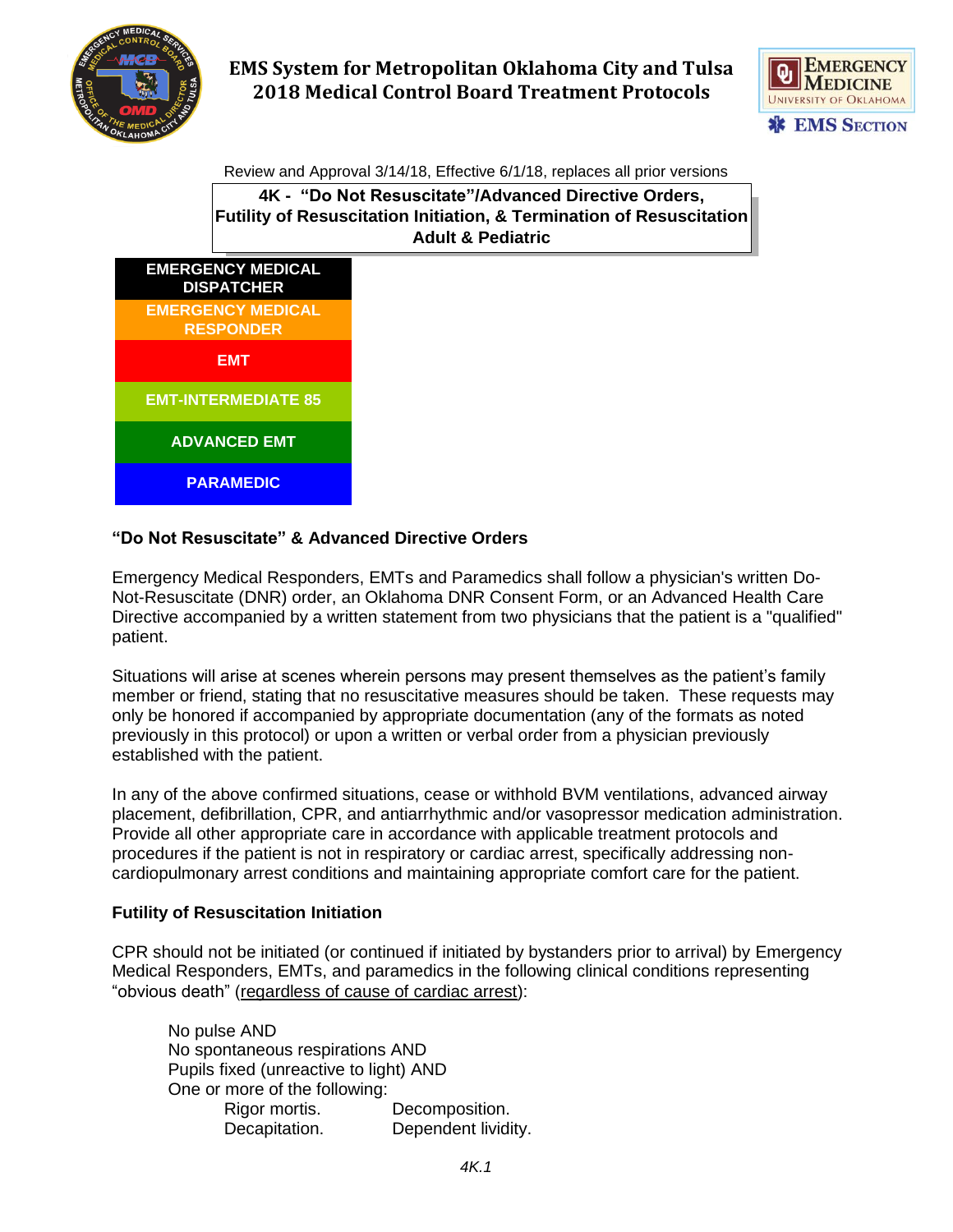# EMS System for Metropolitan Oklahoma City and Tulsa 2018 Medical Control Board Treatment Protocols

Review and Approval 3/14/18, Effective 6/1/18, replaces all prior versions

## 4K - "Do Not Resuscitate"/Advanced Directive Orders, Futility of Resuscitation Initiation, & Termination of Resuscitation Adult & Pediatric

- EMERGENCY MEDICAL DISPATCHER
- EMERGENCY MEDICAL RESPONDER
- EMT
- EMT-INTERMEDIATE 85
- ADVANCED EMT
- PARAMEDIC

### "Do Not Resuscitate" & Advanced Directive Orders

Emergency Medical Responders, EMTs and Paramedics shall follow a physician's written Do-Not-Resuscitate (DNR) order, an Oklahoma DNR Consent Form, or an Advanced Health Care Directive accompanied by a written statement from two physicians that the patient is a "qualified" patient.

Situations will arise at scenes wherein persons may present themselves as the patient's family member or friend, stating that no resuscitative measures should be taken. These requests may only be honored if accompanied by appropriate documentation (any of the formats as noted previously in this protocol) or upon a written or verbal order from a physician previously established with the patient.

In any of the above confirmed situations, cease or withhold BVM ventilations, advanced airway placement, defibrillation, CPR, and antiarrhythmic and/or vasopressor medication administration. Provide all other appropriate care in accordance with applicable treatment protocols and procedures if the patient is not in respiratory or cardiac arrest, specifically addressing non-cardiopulmonary arrest conditions and maintaining appropriate comfort care for the patient.

### Futility of Resuscitation Initiation

CPR should not be initiated (or continued if initiated by bystanders prior to arrival) by Emergency Medical Responders, EMTs, and paramedics in the following clinical conditions representing "obvious death" (<u>regardless of cause of cardiac arrest</u>):

No pulse AND
No spontaneous respirations AND
Pupils fixed (unreactive to light) AND
One or more of the following:

- Rigor mortis.
- Decomposition.
- Decapitation.
- Dependent lividity.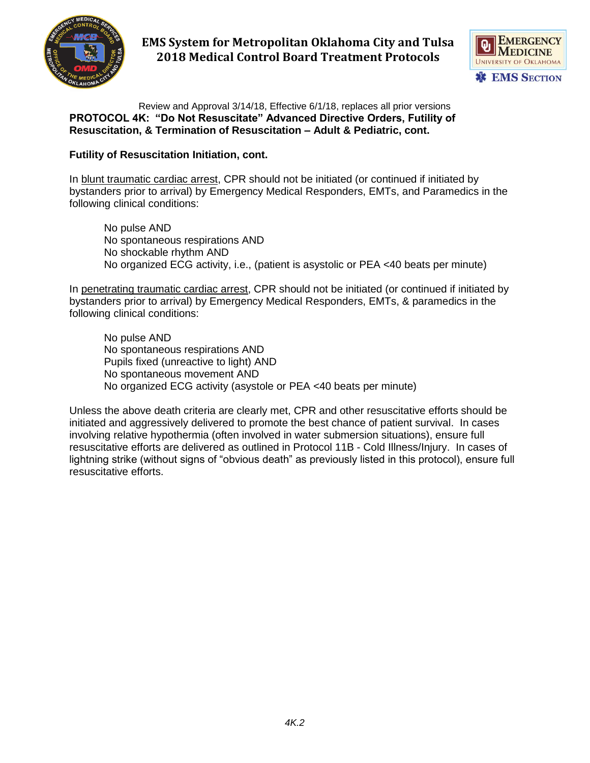Review and Approval 3/14/18, Effective 6/1/18, replaces all prior versions

**PROTOCOL 4K: "Do Not Resuscitate" Advanced Directive Orders, Futility of Resuscitation, & Termination of Resuscitation – Adult & Pediatric, cont.**

**Futility of Resuscitation Initiation, cont.**

In blunt traumatic cardiac arrest, CPR should not be initiated (or continued if initiated by bystanders prior to arrival) by Emergency Medical Responders, EMTs, and Paramedics in the following clinical conditions:

> No pulse AND
> No spontaneous respirations AND
> No shockable rhythm AND
> No organized ECG activity, i.e., (patient is asystolic or PEA <40 beats per minute)

In penetrating traumatic cardiac arrest, CPR should not be initiated (or continued if initiated by bystanders prior to arrival) by Emergency Medical Responders, EMTs, & paramedics in the following clinical conditions:

> No pulse AND
> No spontaneous respirations AND
> Pupils fixed (unreactive to light) AND
> No spontaneous movement AND
> No organized ECG activity (asystole or PEA <40 beats per minute)

Unless the above death criteria are clearly met, CPR and other resuscitative efforts should be initiated and aggressively delivered to promote the best chance of patient survival. In cases involving relative hypothermia (often involved in water submersion situations), ensure full resuscitative efforts are delivered as outlined in Protocol 11B - Cold Illness/Injury. In cases of lightning strike (without signs of "obvious death" as previously listed in this protocol), ensure full resuscitative efforts.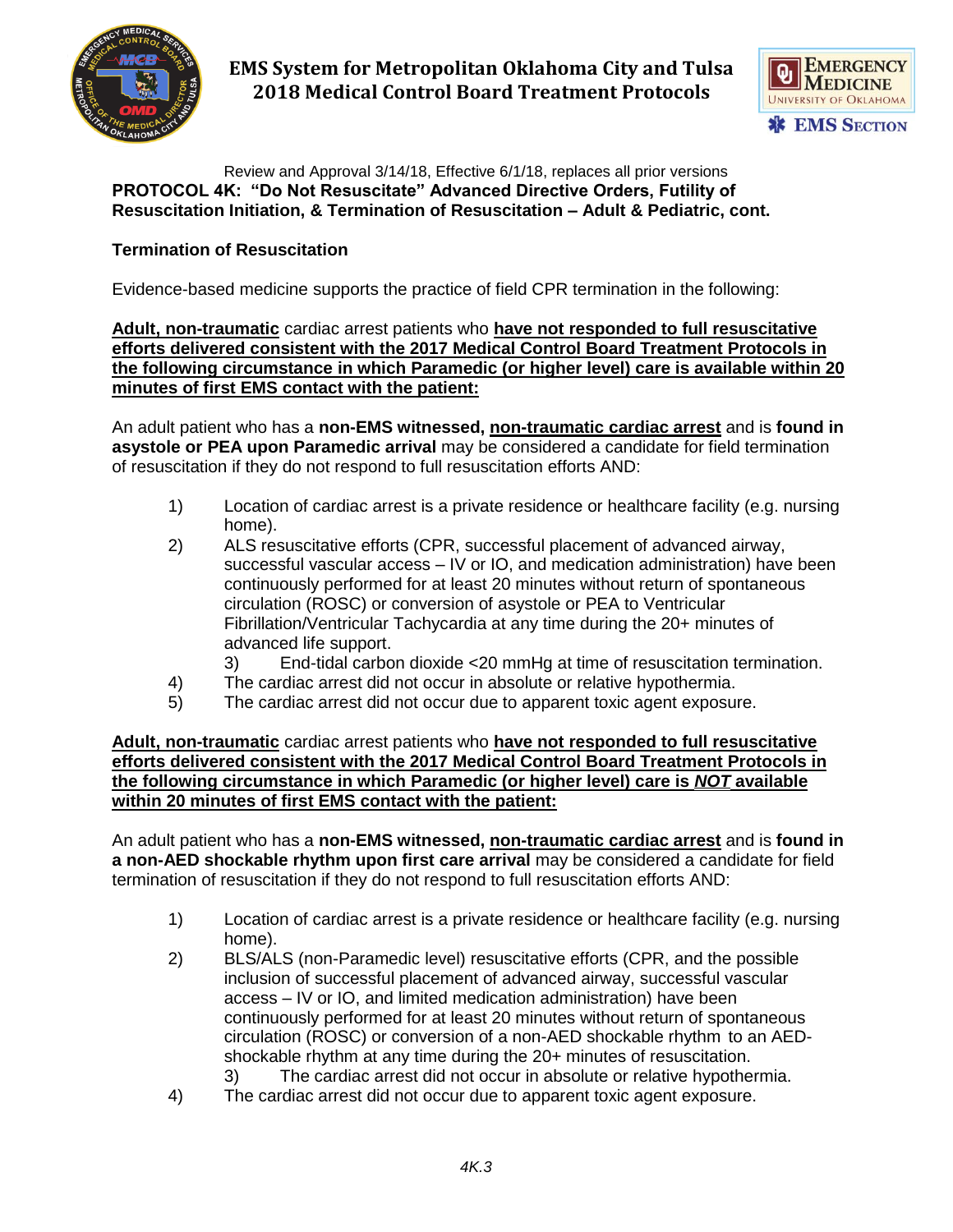Review and Approval 3/14/18, Effective 6/1/18, replaces all prior versions

**PROTOCOL 4K: "Do Not Resuscitate" Advanced Directive Orders, Futility of Resuscitation Initiation, & Termination of Resuscitation – Adult & Pediatric, cont.**

**Termination of Resuscitation**

Evidence-based medicine supports the practice of field CPR termination in the following:

**Adult, non-traumatic** cardiac arrest patients who **have not responded to full resuscitative efforts delivered consistent with the 2017 Medical Control Board Treatment Protocols in the following circumstance in which Paramedic (or higher level) care is available within 20 minutes of first EMS contact with the patient:**

An adult patient who has a **non-EMS witnessed, non-traumatic cardiac arrest** and is **found in asystole or PEA upon Paramedic arrival** may be considered a candidate for field termination of resuscitation if they do not respond to full resuscitation efforts AND:

1) Location of cardiac arrest is a private residence or healthcare facility (e.g. nursing home).
2) ALS resuscitative efforts (CPR, successful placement of advanced airway, successful vascular access – IV or IO, and medication administration) have been continuously performed for at least 20 minutes without return of spontaneous circulation (ROSC) or conversion of asystole or PEA to Ventricular Fibrillation/Ventricular Tachycardia at any time during the 20+ minutes of advanced life support.
3) End-tidal carbon dioxide <20 mmHg at time of resuscitation termination.
4) The cardiac arrest did not occur in absolute or relative hypothermia.
5) The cardiac arrest did not occur due to apparent toxic agent exposure.

**Adult, non-traumatic** cardiac arrest patients who **have not responded to full resuscitative efforts delivered consistent with the 2017 Medical Control Board Treatment Protocols in the following circumstance in which Paramedic (or higher level) care is *NOT* available within 20 minutes of first EMS contact with the patient:**

An adult patient who has a **non-EMS witnessed, non-traumatic cardiac arrest** and is **found in a non-AED shockable rhythm upon first care arrival** may be considered a candidate for field termination of resuscitation if they do not respond to full resuscitation efforts AND:

1) Location of cardiac arrest is a private residence or healthcare facility (e.g. nursing home).
2) BLS/ALS (non-Paramedic level) resuscitative efforts (CPR, and the possible inclusion of successful placement of advanced airway, successful vascular access – IV or IO, and limited medication administration) have been continuously performed for at least 20 minutes without return of spontaneous circulation (ROSC) or conversion of a non-AED shockable rhythm to an AED-shockable rhythm at any time during the 20+ minutes of resuscitation.
3) The cardiac arrest did not occur in absolute or relative hypothermia.
4) The cardiac arrest did not occur due to apparent toxic agent exposure.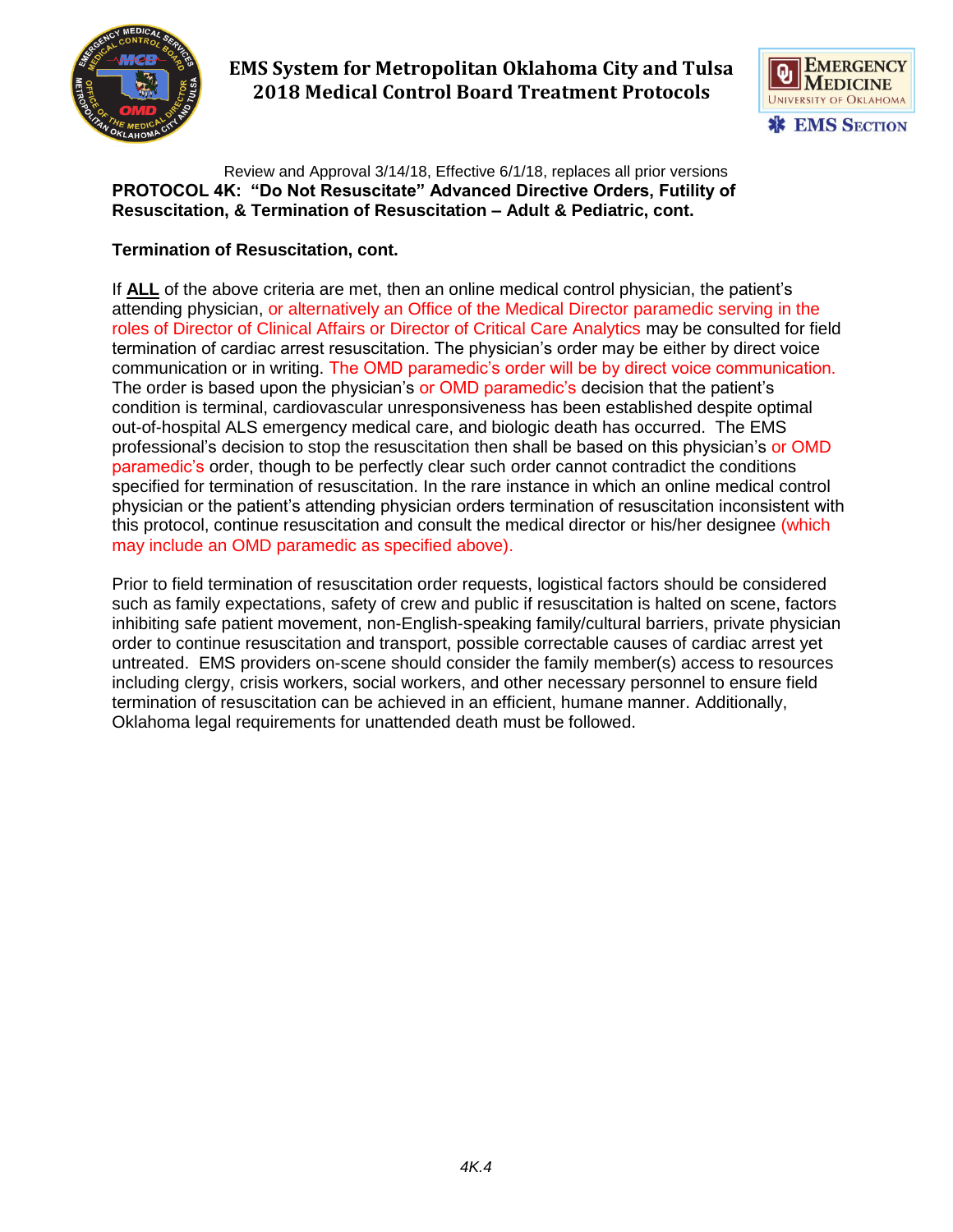Review and Approval 3/14/18, Effective 6/1/18, replaces all prior versions

**PROTOCOL 4K: "Do Not Resuscitate" Advanced Directive Orders, Futility of Resuscitation, & Termination of Resuscitation – Adult & Pediatric, cont.**

**Termination of Resuscitation, cont.**

If **ALL** of the above criteria are met, then an online medical control physician, the patient's attending physician, or alternatively an Office of the Medical Director paramedic serving in the roles of Director of Clinical Affairs or Director of Critical Care Analytics may be consulted for field termination of cardiac arrest resuscitation. The physician's order may be either by direct voice communication or in writing. The OMD paramedic's order will be by direct voice communication. The order is based upon the physician's or OMD paramedic's decision that the patient's condition is terminal, cardiovascular unresponsiveness has been established despite optimal out-of-hospital ALS emergency medical care, and biologic death has occurred. The EMS professional's decision to stop the resuscitation then shall be based on this physician's or OMD paramedic's order, though to be perfectly clear such order cannot contradict the conditions specified for termination of resuscitation. In the rare instance in which an online medical control physician or the patient's attending physician orders termination of resuscitation inconsistent with this protocol, continue resuscitation and consult the medical director or his/her designee (which may include an OMD paramedic as specified above).

Prior to field termination of resuscitation order requests, logistical factors should be considered such as family expectations, safety of crew and public if resuscitation is halted on scene, factors inhibiting safe patient movement, non-English-speaking family/cultural barriers, private physician order to continue resuscitation and transport, possible correctable causes of cardiac arrest yet untreated. EMS providers on-scene should consider the family member(s) access to resources including clergy, crisis workers, social workers, and other necessary personnel to ensure field termination of resuscitation can be achieved in an efficient, humane manner. Additionally, Oklahoma legal requirements for unattended death must be followed.